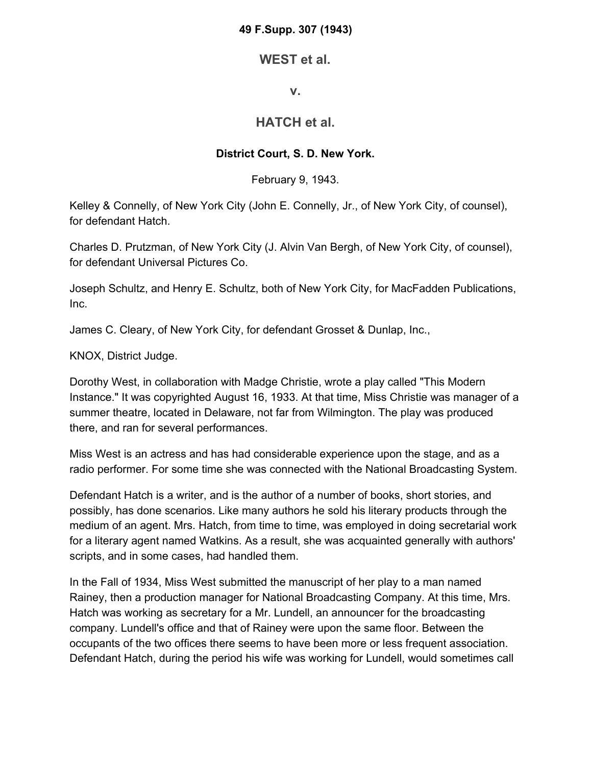**49 F.Supp. 307 (1943)**

## WEST et al.

## v.

## HATCH et al.

**District Court, S. D. New York.**

February 9, 1943.

Kelley & Connelly, of New York City (John E. Connelly, Jr., of New York City, of counsel), for defendant Hatch.

Charles D. Prutzman, of New York City (J. Alvin Van Bergh, of New York City, of counsel), for defendant Universal Pictures Co.

Joseph Schultz, and Henry E. Schultz, both of New York City, for MacFadden Publications, Inc.

James C. Cleary, of New York City, for defendant Grosset & Dunlap, Inc.,

KNOX, District Judge.

Dorothy West, in collaboration with Madge Christie, wrote a play called "This Modern Instance." It was copyrighted August 16, 1933. At that time, Miss Christie was manager of a summer theatre, located in Delaware, not far from Wilmington. The play was produced there, and ran for several performances.

Miss West is an actress and has had considerable experience upon the stage, and as a radio performer. For some time she was connected with the National Broadcasting System.

Defendant Hatch is a writer, and is the author of a number of books, short stories, and possibly, has done scenarios. Like many authors he sold his literary products through the medium of an agent. Mrs. Hatch, from time to time, was employed in doing secretarial work for a literary agent named Watkins. As a result, she was acquainted generally with authors' scripts, and in some cases, had handled them.

In the Fall of 1934, Miss West submitted the manuscript of her play to a man named Rainey, then a production manager for National Broadcasting Company. At this time, Mrs. Hatch was working as secretary for a Mr. Lundell, an announcer for the broadcasting company. Lundell's office and that of Rainey were upon the same floor. Between the occupants of the two offices there seems to have been more or less frequent association. Defendant Hatch, during the period his wife was working for Lundell, would sometimes call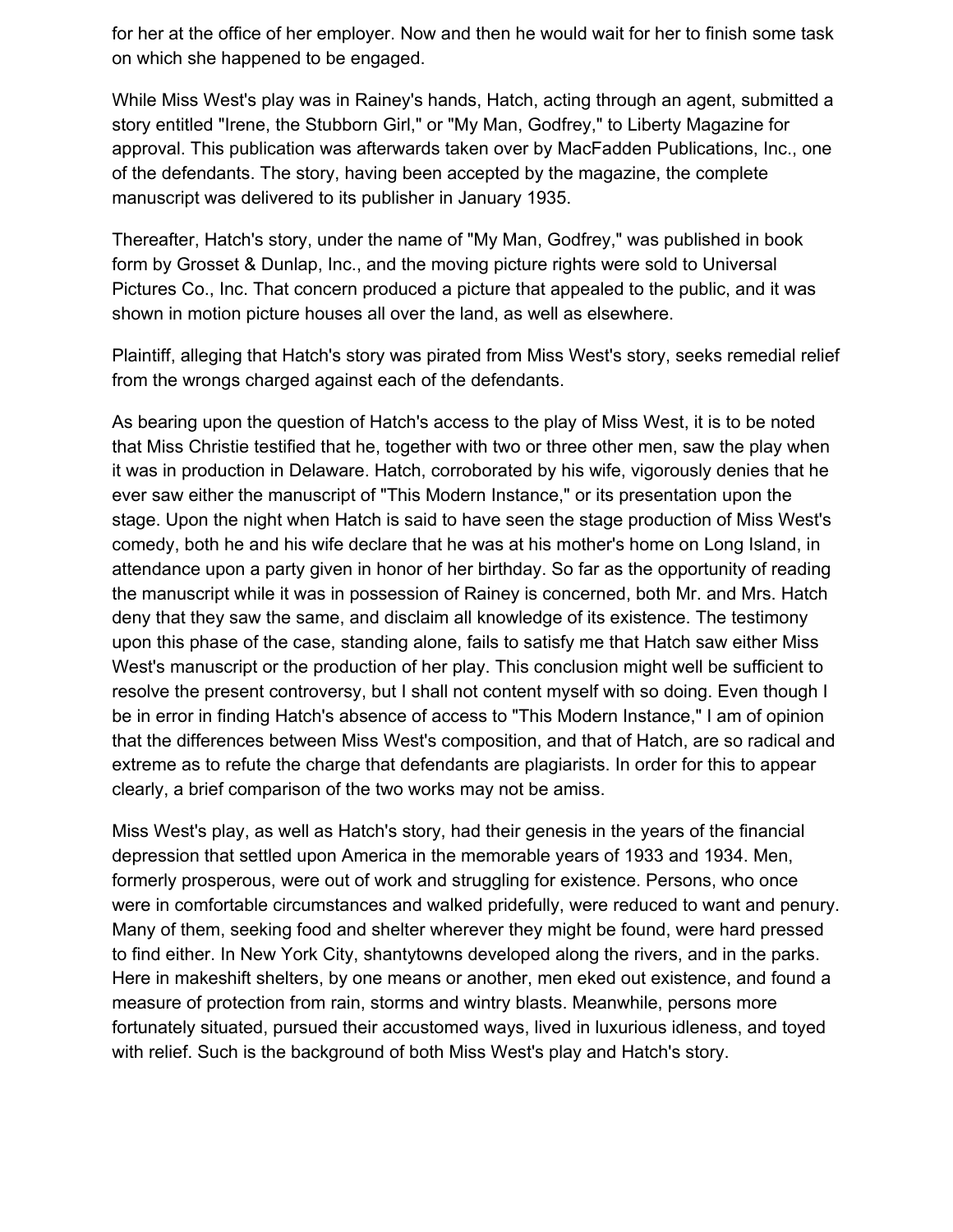for her at the office of her employer. Now and then he would wait for her to finish some task on which she happened to be engaged.

While Miss West's play was in Rainey's hands, Hatch, acting through an agent, submitted a story entitled "Irene, the Stubborn Girl," or "My Man, Godfrey," to Liberty Magazine for approval. This publication was afterwards taken over by MacFadden Publications, Inc., one of the defendants. The story, having been accepted by the magazine, the complete manuscript was delivered to its publisher in January 1935.

Thereafter, Hatch's story, under the name of "My Man, Godfrey," was published in book form by Grosset & Dunlap, Inc., and the moving picture rights were sold to Universal Pictures Co., Inc. That concern produced a picture that appealed to the public, and it was shown in motion picture houses all over the land, as well as elsewhere.

Plaintiff, alleging that Hatch's story was pirated from Miss West's story, seeks remedial relief from the wrongs charged against each of the defendants.

As bearing upon the question of Hatch's access to the play of Miss West, it is to be noted that Miss Christie testified that he, together with two or three other men, saw the play when it was in production in Delaware. Hatch, corroborated by his wife, vigorously denies that he ever saw either the manuscript of "This Modern Instance," or its presentation upon the stage. Upon the night when Hatch is said to have seen the stage production of Miss West's comedy, both he and his wife declare that he was at his mother's home on Long Island, in attendance upon a party given in honor of her birthday. So far as the opportunity of reading the manuscript while it was in possession of Rainey is concerned, both Mr. and Mrs. Hatch deny that they saw the same, and disclaim all knowledge of its existence. The testimony upon this phase of the case, standing alone, fails to satisfy me that Hatch saw either Miss West's manuscript or the production of her play. This conclusion might well be sufficient to resolve the present controversy, but I shall not content myself with so doing. Even though I be in error in finding Hatch's absence of access to "This Modern Instance," I am of opinion that the differences between Miss West's composition, and that of Hatch, are so radical and extreme as to refute the charge that defendants are plagiarists. In order for this to appear clearly, a brief comparison of the two works may not be amiss.

Miss West's play, as well as Hatch's story, had their genesis in the years of the financial depression that settled upon America in the memorable years of 1933 and 1934. Men, formerly prosperous, were out of work and struggling for existence. Persons, who once were in comfortable circumstances and walked pridefully, were reduced to want and penury. Many of them, seeking food and shelter wherever they might be found, were hard pressed to find either. In New York City, shantytowns developed along the rivers, and in the parks. Here in makeshift shelters, by one means or another, men eked out existence, and found a measure of protection from rain, storms and wintry blasts. Meanwhile, persons more fortunately situated, pursued their accustomed ways, lived in luxurious idleness, and toyed with relief. Such is the background of both Miss West's play and Hatch's story.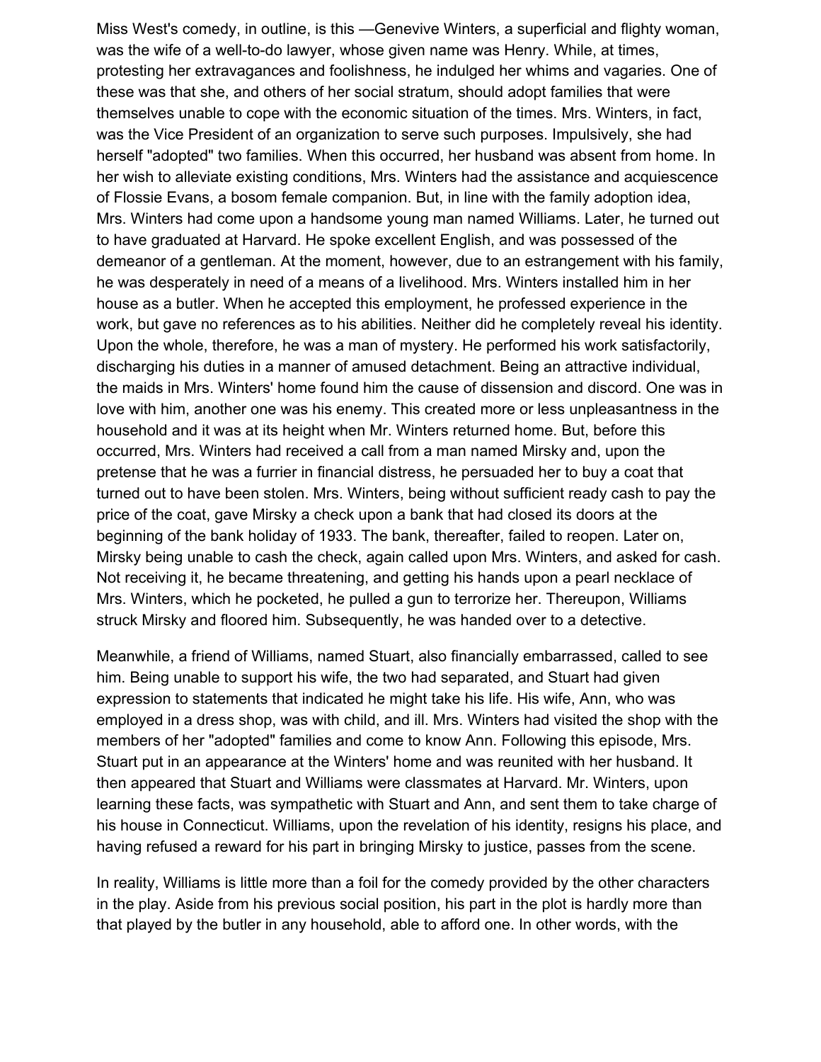Miss West's comedy, in outline, is this —Genevive Winters, a superficial and flighty woman, was the wife of a well-to-do lawyer, whose given name was Henry. While, at times, protesting her extravagances and foolishness, he indulged her whims and vagaries. One of these was that she, and others of her social stratum, should adopt families that were themselves unable to cope with the economic situation of the times. Mrs. Winters, in fact, was the Vice President of an organization to serve such purposes. Impulsively, she had herself "adopted" two families. When this occurred, her husband was absent from home. In her wish to alleviate existing conditions, Mrs. Winters had the assistance and acquiescence of Flossie Evans, a bosom female companion. But, in line with the family adoption idea, Mrs. Winters had come upon a handsome young man named Williams. Later, he turned out to have graduated at Harvard. He spoke excellent English, and was possessed of the demeanor of a gentleman. At the moment, however, due to an estrangement with his family, he was desperately in need of a means of a livelihood. Mrs. Winters installed him in her house as a butler. When he accepted this employment, he professed experience in the work, but gave no references as to his abilities. Neither did he completely reveal his identity. Upon the whole, therefore, he was a man of mystery. He performed his work satisfactorily, discharging his duties in a manner of amused detachment. Being an attractive individual, the maids in Mrs. Winters' home found him the cause of dissension and discord. One was in love with him, another one was his enemy. This created more or less unpleasantness in the household and it was at its height when Mr. Winters returned home. But, before this occurred, Mrs. Winters had received a call from a man named Mirsky and, upon the pretense that he was a furrier in financial distress, he persuaded her to buy a coat that turned out to have been stolen. Mrs. Winters, being without sufficient ready cash to pay the price of the coat, gave Mirsky a check upon a bank that had closed its doors at the beginning of the bank holiday of 1933. The bank, thereafter, failed to reopen. Later on, Mirsky being unable to cash the check, again called upon Mrs. Winters, and asked for cash. Not receiving it, he became threatening, and getting his hands upon a pearl necklace of Mrs. Winters, which he pocketed, he pulled a gun to terrorize her. Thereupon, Williams struck Mirsky and floored him. Subsequently, he was handed over to a detective.

Meanwhile, a friend of Williams, named Stuart, also financially embarrassed, called to see him. Being unable to support his wife, the two had separated, and Stuart had given expression to statements that indicated he might take his life. His wife, Ann, who was employed in a dress shop, was with child, and ill. Mrs. Winters had visited the shop with the members of her "adopted" families and come to know Ann. Following this episode, Mrs. Stuart put in an appearance at the Winters' home and was reunited with her husband. It then appeared that Stuart and Williams were classmates at Harvard. Mr. Winters, upon learning these facts, was sympathetic with Stuart and Ann, and sent them to take charge of his house in Connecticut. Williams, upon the revelation of his identity, resigns his place, and having refused a reward for his part in bringing Mirsky to justice, passes from the scene.

In reality, Williams is little more than a foil for the comedy provided by the other characters in the play. Aside from his previous social position, his part in the plot is hardly more than that played by the butler in any household, able to afford one. In other words, with the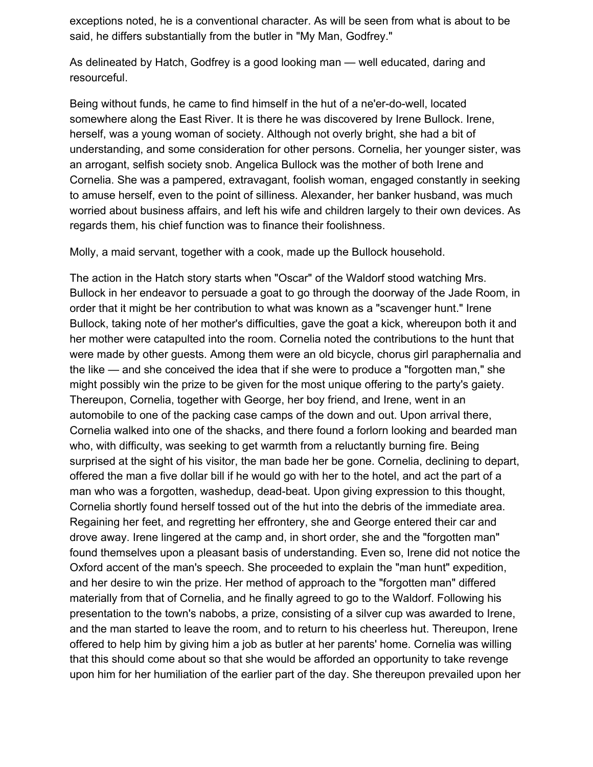exceptions noted, he is a conventional character. As will be seen from what is about to be said, he differs substantially from the butler in "My Man, Godfrey."

As delineated by Hatch, Godfrey is a good looking man — well educated, daring and resourceful.

Being without funds, he came to find himself in the hut of a ne'er-do-well, located somewhere along the East River. It is there he was discovered by Irene Bullock. Irene, herself, was a young woman of society. Although not overly bright, she had a bit of understanding, and some consideration for other persons. Cornelia, her younger sister, was an arrogant, selfish society snob. Angelica Bullock was the mother of both Irene and Cornelia. She was a pampered, extravagant, foolish woman, engaged constantly in seeking to amuse herself, even to the point of silliness. Alexander, her banker husband, was much worried about business affairs, and left his wife and children largely to their own devices. As regards them, his chief function was to finance their foolishness.

Molly, a maid servant, together with a cook, made up the Bullock household.

The action in the Hatch story starts when "Oscar" of the Waldorf stood watching Mrs. Bullock in her endeavor to persuade a goat to go through the doorway of the Jade Room, in order that it might be her contribution to what was known as a "scavenger hunt." Irene Bullock, taking note of her mother's difficulties, gave the goat a kick, whereupon both it and her mother were catapulted into the room. Cornelia noted the contributions to the hunt that were made by other guests. Among them were an old bicycle, chorus girl paraphernalia and the like — and she conceived the idea that if she were to produce a "forgotten man," she might possibly win the prize to be given for the most unique offering to the party's gaiety. Thereupon, Cornelia, together with George, her boy friend, and Irene, went in an automobile to one of the packing case camps of the down and out. Upon arrival there, Cornelia walked into one of the shacks, and there found a forlorn looking and bearded man who, with difficulty, was seeking to get warmth from a reluctantly burning fire. Being surprised at the sight of his visitor, the man bade her be gone. Cornelia, declining to depart, offered the man a five dollar bill if he would go with her to the hotel, and act the part of a man who was a forgotten, washedup, dead-beat. Upon giving expression to this thought, Cornelia shortly found herself tossed out of the hut into the debris of the immediate area. Regaining her feet, and regretting her effrontery, she and George entered their car and drove away. Irene lingered at the camp and, in short order, she and the "forgotten man" found themselves upon a pleasant basis of understanding. Even so, Irene did not notice the Oxford accent of the man's speech. She proceeded to explain the "man hunt" expedition, and her desire to win the prize. Her method of approach to the "forgotten man" differed materially from that of Cornelia, and he finally agreed to go to the Waldorf. Following his presentation to the town's nabobs, a prize, consisting of a silver cup was awarded to Irene, and the man started to leave the room, and to return to his cheerless hut. Thereupon, Irene offered to help him by giving him a job as butler at her parents' home. Cornelia was willing that this should come about so that she would be afforded an opportunity to take revenge upon him for her humiliation of the earlier part of the day. She thereupon prevailed upon her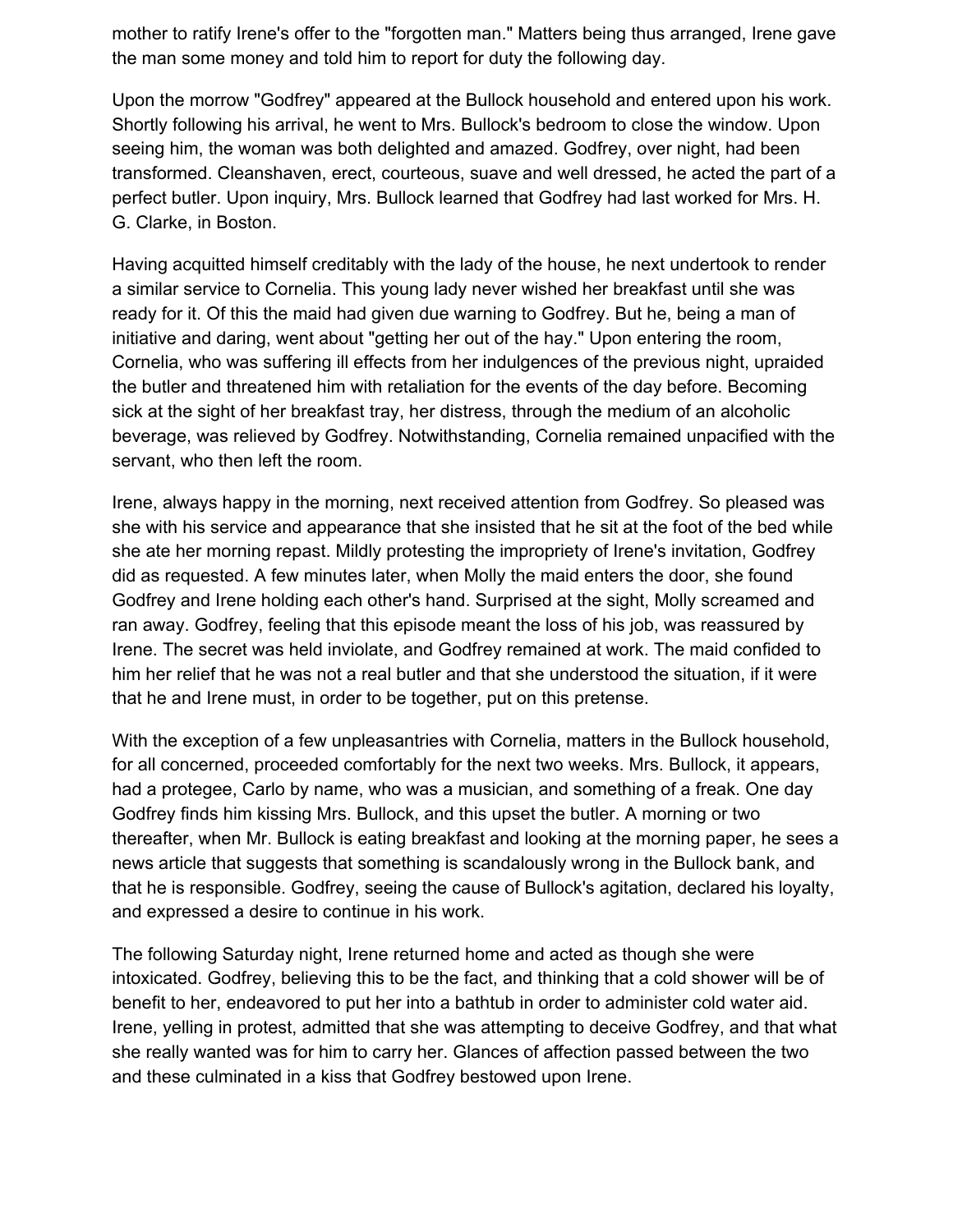mother to ratify Irene's offer to the "forgotten man." Matters being thus arranged, Irene gave the man some money and told him to report for duty the following day.

Upon the morrow "Godfrey" appeared at the Bullock household and entered upon his work. Shortly following his arrival, he went to Mrs. Bullock's bedroom to close the window. Upon seeing him, the woman was both delighted and amazed. Godfrey, over night, had been transformed. Cleanshaven, erect, courteous, suave and well dressed, he acted the part of a perfect butler. Upon inquiry, Mrs. Bullock learned that Godfrey had last worked for Mrs. H. G. Clarke, in Boston.

Having acquitted himself creditably with the lady of the house, he next undertook to render a similar service to Cornelia. This young lady never wished her breakfast until she was ready for it. Of this the maid had given due warning to Godfrey. But he, being a man of initiative and daring, went about "getting her out of the hay." Upon entering the room, Cornelia, who was suffering ill effects from her indulgences of the previous night, upraided the butler and threatened him with retaliation for the events of the day before. Becoming sick at the sight of her breakfast tray, her distress, through the medium of an alcoholic beverage, was relieved by Godfrey. Notwithstanding, Cornelia remained unpacified with the servant, who then left the room.

Irene, always happy in the morning, next received attention from Godfrey. So pleased was she with his service and appearance that she insisted that he sit at the foot of the bed while she ate her morning repast. Mildly protesting the impropriety of Irene's invitation, Godfrey did as requested. A few minutes later, when Molly the maid enters the door, she found Godfrey and Irene holding each other's hand. Surprised at the sight, Molly screamed and ran away. Godfrey, feeling that this episode meant the loss of his job, was reassured by Irene. The secret was held inviolate, and Godfrey remained at work. The maid confided to him her relief that he was not a real butler and that she understood the situation, if it were that he and Irene must, in order to be together, put on this pretense.

With the exception of a few unpleasantries with Cornelia, matters in the Bullock household, for all concerned, proceeded comfortably for the next two weeks. Mrs. Bullock, it appears, had a protegee, Carlo by name, who was a musician, and something of a freak. One day Godfrey finds him kissing Mrs. Bullock, and this upset the butler. A morning or two thereafter, when Mr. Bullock is eating breakfast and looking at the morning paper, he sees a news article that suggests that something is scandalously wrong in the Bullock bank, and that he is responsible. Godfrey, seeing the cause of Bullock's agitation, declared his loyalty, and expressed a desire to continue in his work.

The following Saturday night, Irene returned home and acted as though she were intoxicated. Godfrey, believing this to be the fact, and thinking that a cold shower will be of benefit to her, endeavored to put her into a bathtub in order to administer cold water aid. Irene, yelling in protest, admitted that she was attempting to deceive Godfrey, and that what she really wanted was for him to carry her. Glances of affection passed between the two and these culminated in a kiss that Godfrey bestowed upon Irene.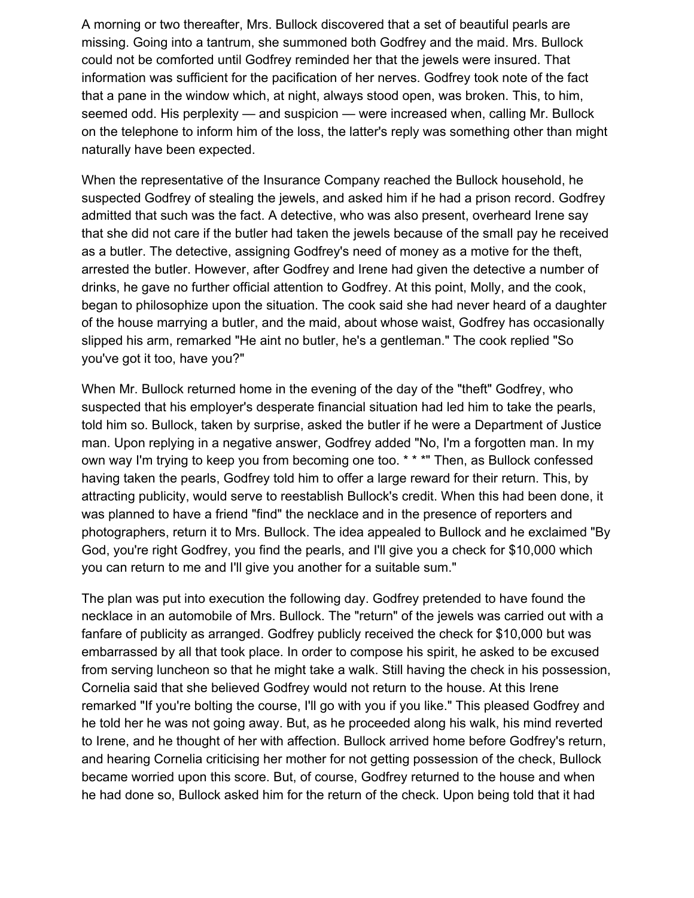A morning or two thereafter, Mrs. Bullock discovered that a set of beautiful pearls are missing. Going into a tantrum, she summoned both Godfrey and the maid. Mrs. Bullock could not be comforted until Godfrey reminded her that the jewels were insured. That information was sufficient for the pacification of her nerves. Godfrey took note of the fact that a pane in the window which, at night, always stood open, was broken. This, to him, seemed odd. His perplexity — and suspicion — were increased when, calling Mr. Bullock on the telephone to inform him of the loss, the latter's reply was something other than might naturally have been expected.

When the representative of the Insurance Company reached the Bullock household, he suspected Godfrey of stealing the jewels, and asked him if he had a prison record. Godfrey admitted that such was the fact. A detective, who was also present, overheard Irene say that she did not care if the butler had taken the jewels because of the small pay he received as a butler. The detective, assigning Godfrey's need of money as a motive for the theft, arrested the butler. However, after Godfrey and Irene had given the detective a number of drinks, he gave no further official attention to Godfrey. At this point, Molly, and the cook, began to philosophize upon the situation. The cook said she had never heard of a daughter of the house marrying a butler, and the maid, about whose waist, Godfrey has occasionally slipped his arm, remarked "He aint no butler, he's a gentleman." The cook replied "So you've got it too, have you?"

When Mr. Bullock returned home in the evening of the day of the "theft" Godfrey, who suspected that his employer's desperate financial situation had led him to take the pearls, told him so. Bullock, taken by surprise, asked the butler if he were a Department of Justice man. Upon replying in a negative answer, Godfrey added "No, I'm a forgotten man. In my own way I'm trying to keep you from becoming one too. * * *" Then, as Bullock confessed having taken the pearls, Godfrey told him to offer a large reward for their return. This, by attracting publicity, would serve to reestablish Bullock's credit. When this had been done, it was planned to have a friend "find" the necklace and in the presence of reporters and photographers, return it to Mrs. Bullock. The idea appealed to Bullock and he exclaimed "By God, you're right Godfrey, you find the pearls, and I'll give you a check for $10,000 which you can return to me and I'll give you another for a suitable sum."

The plan was put into execution the following day. Godfrey pretended to have found the necklace in an automobile of Mrs. Bullock. The "return" of the jewels was carried out with a fanfare of publicity as arranged. Godfrey publicly received the check for $10,000 but was embarrassed by all that took place. In order to compose his spirit, he asked to be excused from serving luncheon so that he might take a walk. Still having the check in his possession, Cornelia said that she believed Godfrey would not return to the house. At this Irene remarked "If you're bolting the course, I'll go with you if you like." This pleased Godfrey and he told her he was not going away. But, as he proceeded along his walk, his mind reverted to Irene, and he thought of her with affection. Bullock arrived home before Godfrey's return, and hearing Cornelia criticising her mother for not getting possession of the check, Bullock became worried upon this score. But, of course, Godfrey returned to the house and when he had done so, Bullock asked him for the return of the check. Upon being told that it had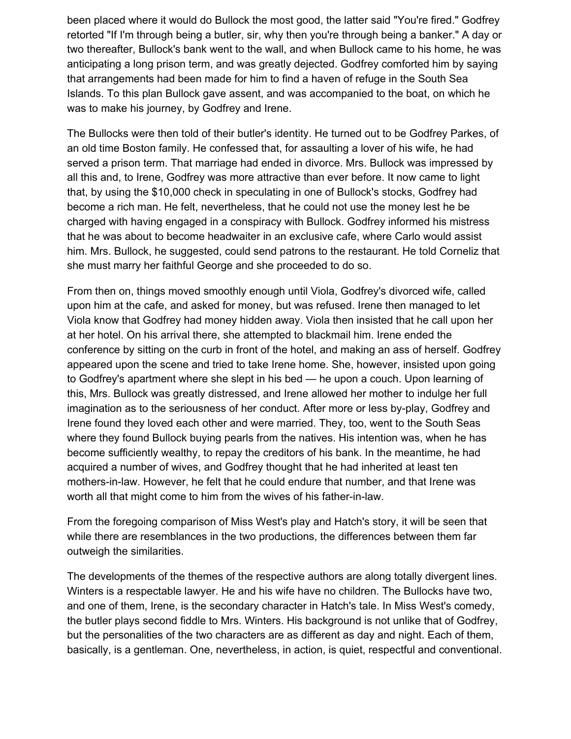been placed where it would do Bullock the most good, the latter said "You're fired." Godfrey retorted "If I'm through being a butler, sir, why then you're through being a banker." A day or two thereafter, Bullock's bank went to the wall, and when Bullock came to his home, he was anticipating a long prison term, and was greatly dejected. Godfrey comforted him by saying that arrangements had been made for him to find a haven of refuge in the South Sea Islands. To this plan Bullock gave assent, and was accompanied to the boat, on which he was to make his journey, by Godfrey and Irene.

The Bullocks were then told of their butler's identity. He turned out to be Godfrey Parkes, of an old time Boston family. He confessed that, for assaulting a lover of his wife, he had served a prison term. That marriage had ended in divorce. Mrs. Bullock was impressed by all this and, to Irene, Godfrey was more attractive than ever before. It now came to light that, by using the $10,000 check in speculating in one of Bullock's stocks, Godfrey had become a rich man. He felt, nevertheless, that he could not use the money lest he be charged with having engaged in a conspiracy with Bullock. Godfrey informed his mistress that he was about to become headwaiter in an exclusive cafe, where Carlo would assist him. Mrs. Bullock, he suggested, could send patrons to the restaurant. He told Corneliz that she must marry her faithful George and she proceeded to do so.

From then on, things moved smoothly enough until Viola, Godfrey's divorced wife, called upon him at the cafe, and asked for money, but was refused. Irene then managed to let Viola know that Godfrey had money hidden away. Viola then insisted that he call upon her at her hotel. On his arrival there, she attempted to blackmail him. Irene ended the conference by sitting on the curb in front of the hotel, and making an ass of herself. Godfrey appeared upon the scene and tried to take Irene home. She, however, insisted upon going to Godfrey's apartment where she slept in his bed — he upon a couch. Upon learning of this, Mrs. Bullock was greatly distressed, and Irene allowed her mother to indulge her full imagination as to the seriousness of her conduct. After more or less by-play, Godfrey and Irene found they loved each other and were married. They, too, went to the South Seas where they found Bullock buying pearls from the natives. His intention was, when he has become sufficiently wealthy, to repay the creditors of his bank. In the meantime, he had acquired a number of wives, and Godfrey thought that he had inherited at least ten mothers-in-law. However, he felt that he could endure that number, and that Irene was worth all that might come to him from the wives of his father-in-law.

From the foregoing comparison of Miss West's play and Hatch's story, it will be seen that while there are resemblances in the two productions, the differences between them far outweigh the similarities.

The developments of the themes of the respective authors are along totally divergent lines. Winters is a respectable lawyer. He and his wife have no children. The Bullocks have two, and one of them, Irene, is the secondary character in Hatch's tale. In Miss West's comedy, the butler plays second fiddle to Mrs. Winters. His background is not unlike that of Godfrey, but the personalities of the two characters are as different as day and night. Each of them, basically, is a gentleman. One, nevertheless, in action, is quiet, respectful and conventional.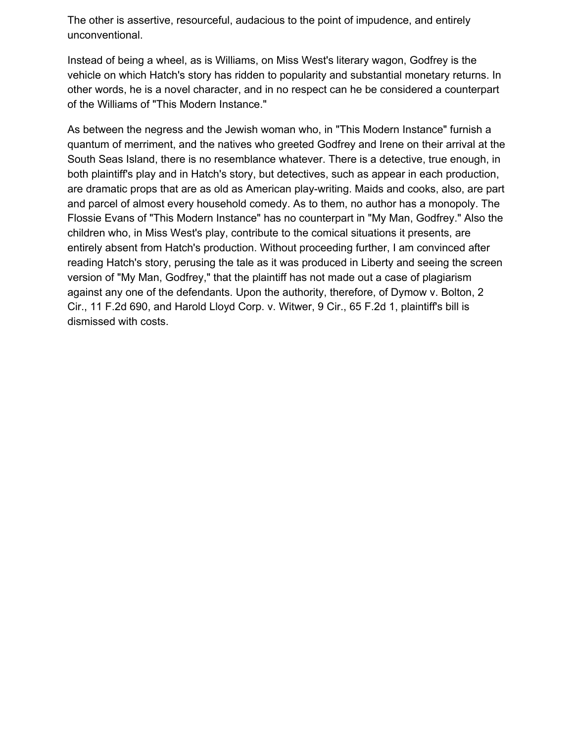The other is assertive, resourceful, audacious to the point of impudence, and entirely unconventional.

Instead of being a wheel, as is Williams, on Miss West's literary wagon, Godfrey is the vehicle on which Hatch's story has ridden to popularity and substantial monetary returns. In other words, he is a novel character, and in no respect can he be considered a counterpart of the Williams of "This Modern Instance."

As between the negress and the Jewish woman who, in "This Modern Instance" furnish a quantum of merriment, and the natives who greeted Godfrey and Irene on their arrival at the South Seas Island, there is no resemblance whatever. There is a detective, true enough, in both plaintiff's play and in Hatch's story, but detectives, such as appear in each production, are dramatic props that are as old as American play-writing. Maids and cooks, also, are part and parcel of almost every household comedy. As to them, no author has a monopoly. The Flossie Evans of "This Modern Instance" has no counterpart in "My Man, Godfrey." Also the children who, in Miss West's play, contribute to the comical situations it presents, are entirely absent from Hatch's production. Without proceeding further, I am convinced after reading Hatch's story, perusing the tale as it was produced in Liberty and seeing the screen version of "My Man, Godfrey," that the plaintiff has not made out a case of plagiarism against any one of the defendants. Upon the authority, therefore, of Dymow v. Bolton, 2 Cir., 11 F.2d 690, and Harold Lloyd Corp. v. Witwer, 9 Cir., 65 F.2d 1, plaintiff's bill is dismissed with costs.